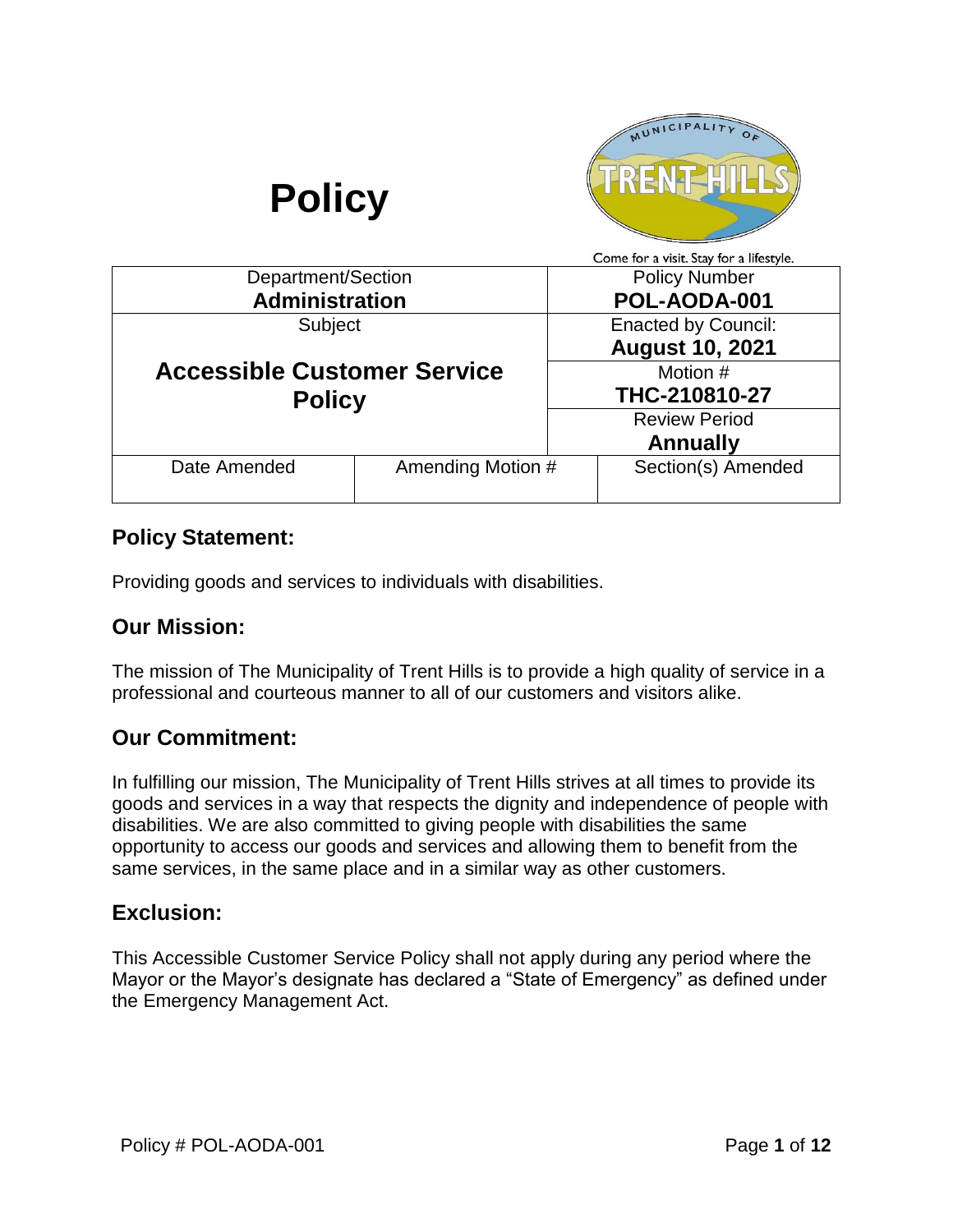# Policy

Come for a visit. Stay for a lifestyle.

| Department/Section<br>**Administration** | | Policy Number<br>**POL-AODA-001** |
|---|---|---|
| Subject<br>**Accessible Customer Service Policy** | | Enacted by Council:<br>**August 10, 2021** |
| | | Motion #<br>**THC-210810-27** |
| | | Review Period<br>**Annually** |
| Date Amended | Amending Motion # | Section(s) Amended |
| | | |

## Policy Statement:

Providing goods and services to individuals with disabilities.

## Our Mission:

The mission of The Municipality of Trent Hills is to provide a high quality of service in a professional and courteous manner to all of our customers and visitors alike.

## Our Commitment:

In fulfilling our mission, The Municipality of Trent Hills strives at all times to provide its goods and services in a way that respects the dignity and independence of people with disabilities. We are also committed to giving people with disabilities the same opportunity to access our goods and services and allowing them to benefit from the same services, in the same place and in a similar way as other customers.

## Exclusion:

This Accessible Customer Service Policy shall not apply during any period where the Mayor or the Mayor's designate has declared a "State of Emergency" as defined under the Emergency Management Act.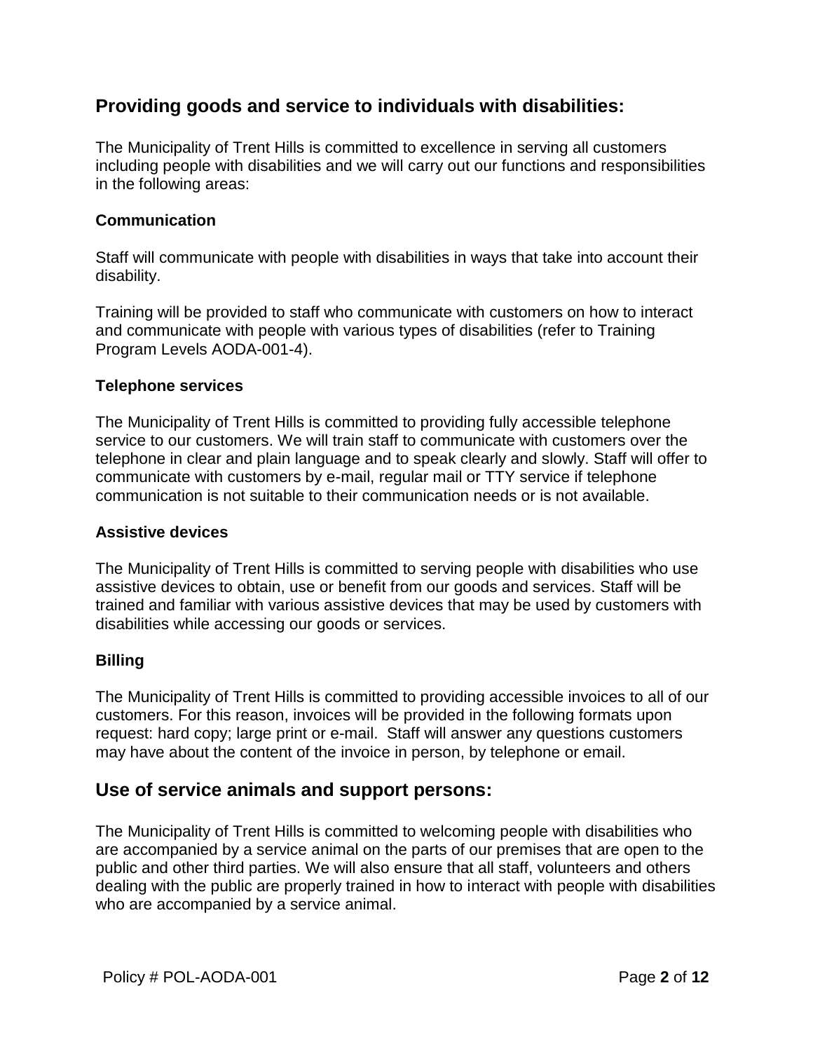## Providing goods and service to individuals with disabilities:

The Municipality of Trent Hills is committed to excellence in serving all customers including people with disabilities and we will carry out our functions and responsibilities in the following areas:

### Communication

Staff will communicate with people with disabilities in ways that take into account their disability.

Training will be provided to staff who communicate with customers on how to interact and communicate with people with various types of disabilities (refer to Training Program Levels AODA-001-4).

### Telephone services

The Municipality of Trent Hills is committed to providing fully accessible telephone service to our customers. We will train staff to communicate with customers over the telephone in clear and plain language and to speak clearly and slowly. Staff will offer to communicate with customers by e-mail, regular mail or TTY service if telephone communication is not suitable to their communication needs or is not available.

### Assistive devices

The Municipality of Trent Hills is committed to serving people with disabilities who use assistive devices to obtain, use or benefit from our goods and services. Staff will be trained and familiar with various assistive devices that may be used by customers with disabilities while accessing our goods or services.

### Billing

The Municipality of Trent Hills is committed to providing accessible invoices to all of our customers. For this reason, invoices will be provided in the following formats upon request: hard copy; large print or e-mail. Staff will answer any questions customers may have about the content of the invoice in person, by telephone or email.

## Use of service animals and support persons:

The Municipality of Trent Hills is committed to welcoming people with disabilities who are accompanied by a service animal on the parts of our premises that are open to the public and other third parties. We will also ensure that all staff, volunteers and others dealing with the public are properly trained in how to interact with people with disabilities who are accompanied by a service animal.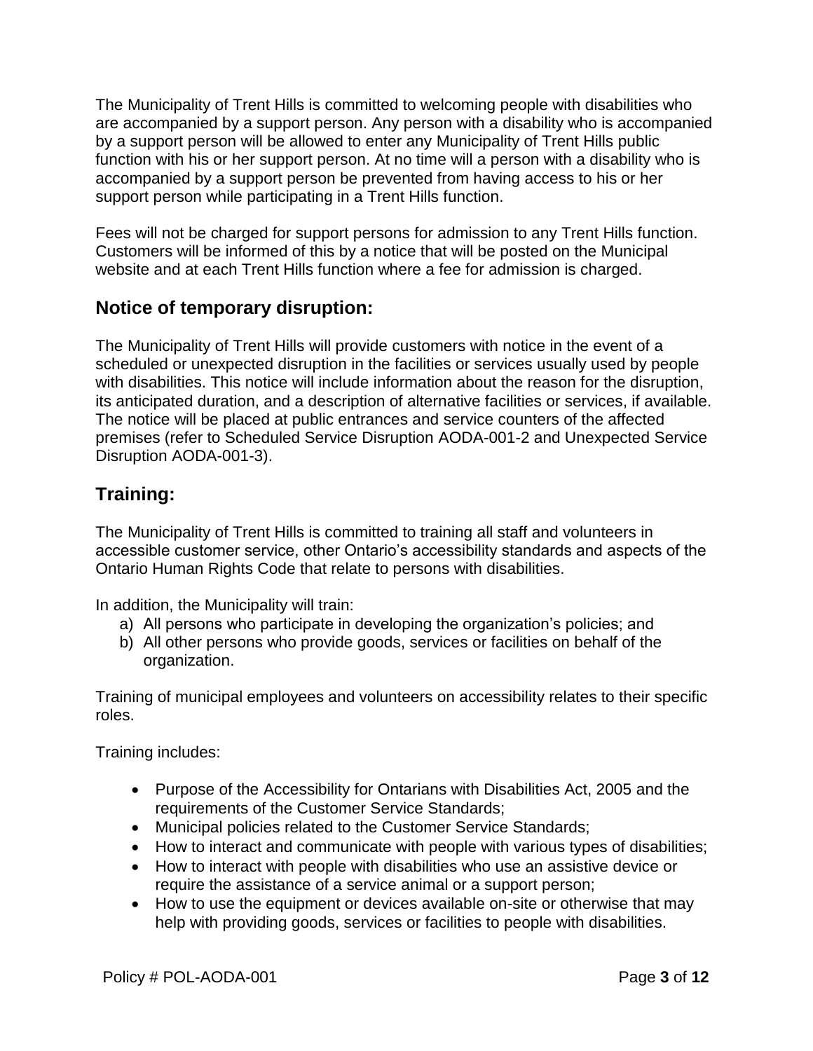The Municipality of Trent Hills is committed to welcoming people with disabilities who are accompanied by a support person. Any person with a disability who is accompanied by a support person will be allowed to enter any Municipality of Trent Hills public function with his or her support person. At no time will a person with a disability who is accompanied by a support person be prevented from having access to his or her support person while participating in a Trent Hills function.

Fees will not be charged for support persons for admission to any Trent Hills function. Customers will be informed of this by a notice that will be posted on the Municipal website and at each Trent Hills function where a fee for admission is charged.

## Notice of temporary disruption:

The Municipality of Trent Hills will provide customers with notice in the event of a scheduled or unexpected disruption in the facilities or services usually used by people with disabilities. This notice will include information about the reason for the disruption, its anticipated duration, and a description of alternative facilities or services, if available. The notice will be placed at public entrances and service counters of the affected premises (refer to Scheduled Service Disruption AODA-001-2 and Unexpected Service Disruption AODA-001-3).

## Training:

The Municipality of Trent Hills is committed to training all staff and volunteers in accessible customer service, other Ontario's accessibility standards and aspects of the Ontario Human Rights Code that relate to persons with disabilities.

In addition, the Municipality will train:

a) All persons who participate in developing the organization's policies; and
b) All other persons who provide goods, services or facilities on behalf of the organization.

Training of municipal employees and volunteers on accessibility relates to their specific roles.

Training includes:

- Purpose of the Accessibility for Ontarians with Disabilities Act, 2005 and the requirements of the Customer Service Standards;
- Municipal policies related to the Customer Service Standards;
- How to interact and communicate with people with various types of disabilities;
- How to interact with people with disabilities who use an assistive device or require the assistance of a service animal or a support person;
- How to use the equipment or devices available on-site or otherwise that may help with providing goods, services or facilities to people with disabilities.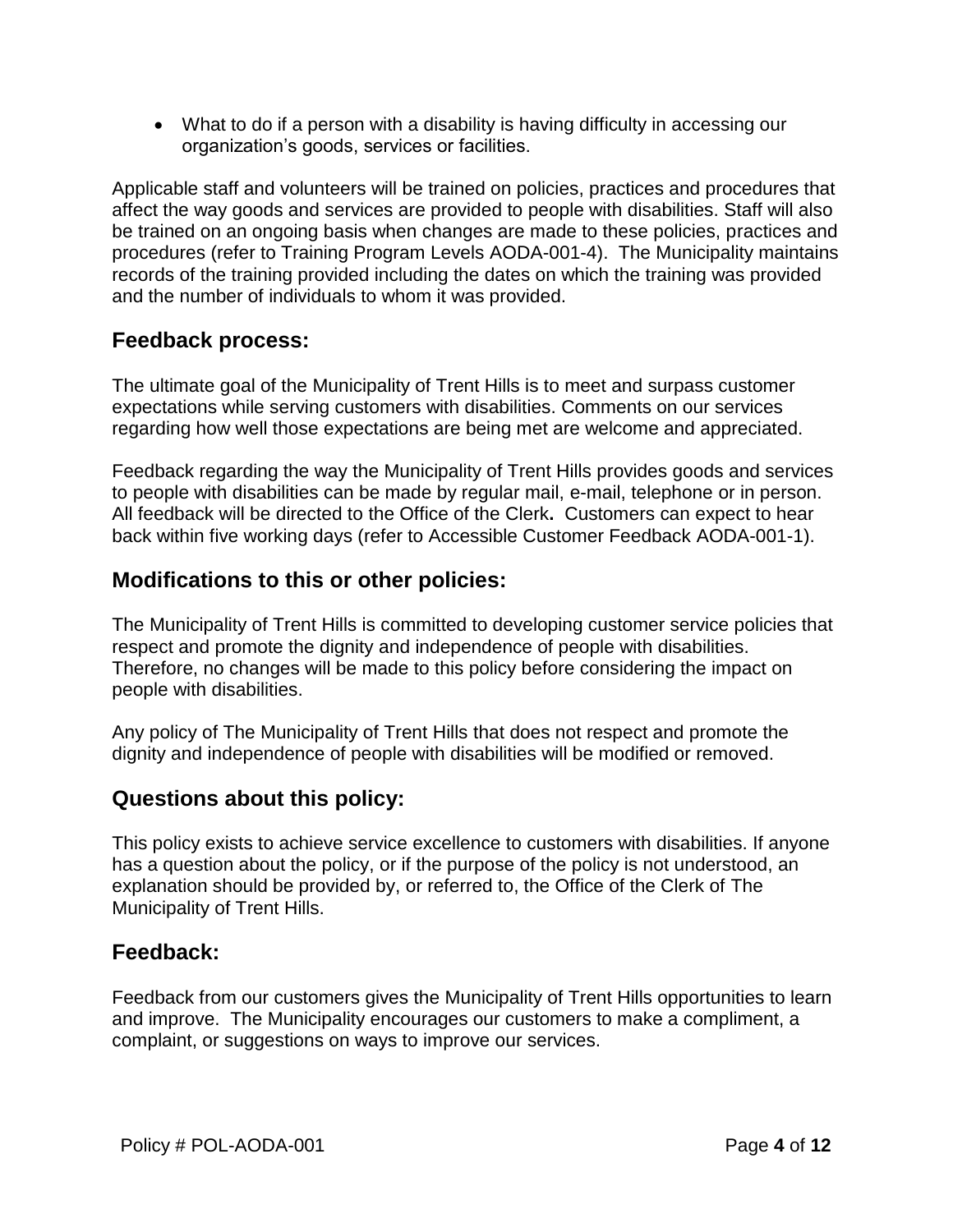- What to do if a person with a disability is having difficulty in accessing our organization's goods, services or facilities.

Applicable staff and volunteers will be trained on policies, practices and procedures that affect the way goods and services are provided to people with disabilities. Staff will also be trained on an ongoing basis when changes are made to these policies, practices and procedures (refer to Training Program Levels AODA-001-4). The Municipality maintains records of the training provided including the dates on which the training was provided and the number of individuals to whom it was provided.

## Feedback process:

The ultimate goal of the Municipality of Trent Hills is to meet and surpass customer expectations while serving customers with disabilities. Comments on our services regarding how well those expectations are being met are welcome and appreciated.

Feedback regarding the way the Municipality of Trent Hills provides goods and services to people with disabilities can be made by regular mail, e-mail, telephone or in person. All feedback will be directed to the Office of the Clerk**.** Customers can expect to hear back within five working days (refer to Accessible Customer Feedback AODA-001-1).

## Modifications to this or other policies:

The Municipality of Trent Hills is committed to developing customer service policies that respect and promote the dignity and independence of people with disabilities. Therefore, no changes will be made to this policy before considering the impact on people with disabilities.

Any policy of The Municipality of Trent Hills that does not respect and promote the dignity and independence of people with disabilities will be modified or removed.

## Questions about this policy:

This policy exists to achieve service excellence to customers with disabilities. If anyone has a question about the policy, or if the purpose of the policy is not understood, an explanation should be provided by, or referred to, the Office of the Clerk of The Municipality of Trent Hills.

## Feedback:

Feedback from our customers gives the Municipality of Trent Hills opportunities to learn and improve. The Municipality encourages our customers to make a compliment, a complaint, or suggestions on ways to improve our services.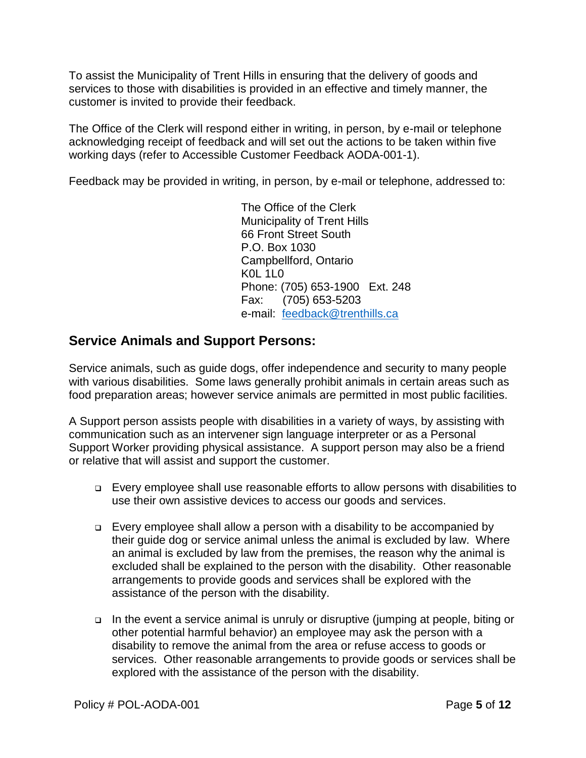To assist the Municipality of Trent Hills in ensuring that the delivery of goods and services to those with disabilities is provided in an effective and timely manner, the customer is invited to provide their feedback.

The Office of the Clerk will respond either in writing, in person, by e-mail or telephone acknowledging receipt of feedback and will set out the actions to be taken within five working days (refer to Accessible Customer Feedback AODA-001-1).

Feedback may be provided in writing, in person, by e-mail or telephone, addressed to:

> The Office of the Clerk
> Municipality of Trent Hills
> 66 Front Street South
> P.O. Box 1030
> Campbellford, Ontario
> K0L 1L0
> Phone: (705) 653-1900 Ext. 248
> Fax: (705) 653-5203
> e-mail: feedback@trenthills.ca

## Service Animals and Support Persons:

Service animals, such as guide dogs, offer independence and security to many people with various disabilities. Some laws generally prohibit animals in certain areas such as food preparation areas; however service animals are permitted in most public facilities.

A Support person assists people with disabilities in a variety of ways, by assisting with communication such as an intervener sign language interpreter or as a Personal Support Worker providing physical assistance. A support person may also be a friend or relative that will assist and support the customer.

- Every employee shall use reasonable efforts to allow persons with disabilities to use their own assistive devices to access our goods and services.
- Every employee shall allow a person with a disability to be accompanied by their guide dog or service animal unless the animal is excluded by law. Where an animal is excluded by law from the premises, the reason why the animal is excluded shall be explained to the person with the disability. Other reasonable arrangements to provide goods and services shall be explored with the assistance of the person with the disability.
- In the event a service animal is unruly or disruptive (jumping at people, biting or other potential harmful behavior) an employee may ask the person with a disability to remove the animal from the area or refuse access to goods or services. Other reasonable arrangements to provide goods or services shall be explored with the assistance of the person with the disability.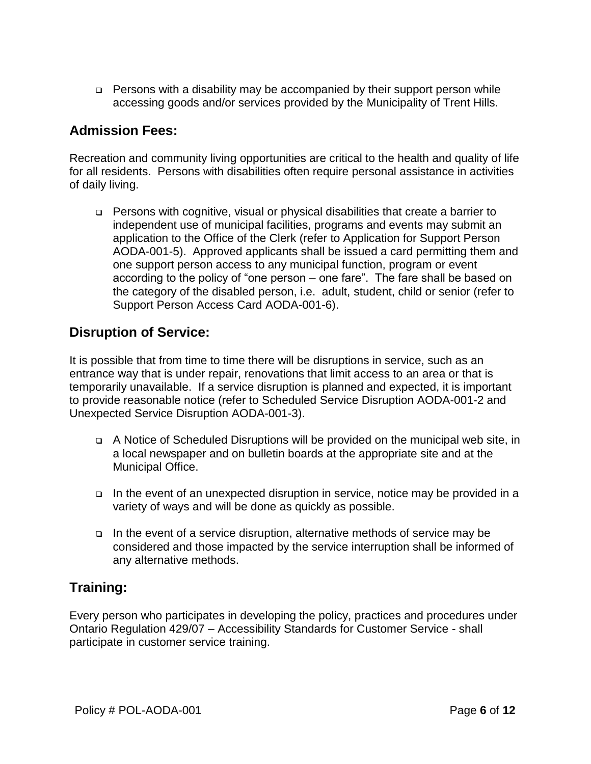- Persons with a disability may be accompanied by their support person while accessing goods and/or services provided by the Municipality of Trent Hills.

## Admission Fees:

Recreation and community living opportunities are critical to the health and quality of life for all residents. Persons with disabilities often require personal assistance in activities of daily living.

- Persons with cognitive, visual or physical disabilities that create a barrier to independent use of municipal facilities, programs and events may submit an application to the Office of the Clerk (refer to Application for Support Person AODA-001-5). Approved applicants shall be issued a card permitting them and one support person access to any municipal function, program or event according to the policy of "one person – one fare". The fare shall be based on the category of the disabled person, i.e. adult, student, child or senior (refer to Support Person Access Card AODA-001-6).

## Disruption of Service:

It is possible that from time to time there will be disruptions in service, such as an entrance way that is under repair, renovations that limit access to an area or that is temporarily unavailable. If a service disruption is planned and expected, it is important to provide reasonable notice (refer to Scheduled Service Disruption AODA-001-2 and Unexpected Service Disruption AODA-001-3).

- A Notice of Scheduled Disruptions will be provided on the municipal web site, in a local newspaper and on bulletin boards at the appropriate site and at the Municipal Office.

- In the event of an unexpected disruption in service, notice may be provided in a variety of ways and will be done as quickly as possible.

- In the event of a service disruption, alternative methods of service may be considered and those impacted by the service interruption shall be informed of any alternative methods.

## Training:

Every person who participates in developing the policy, practices and procedures under Ontario Regulation 429/07 – Accessibility Standards for Customer Service - shall participate in customer service training.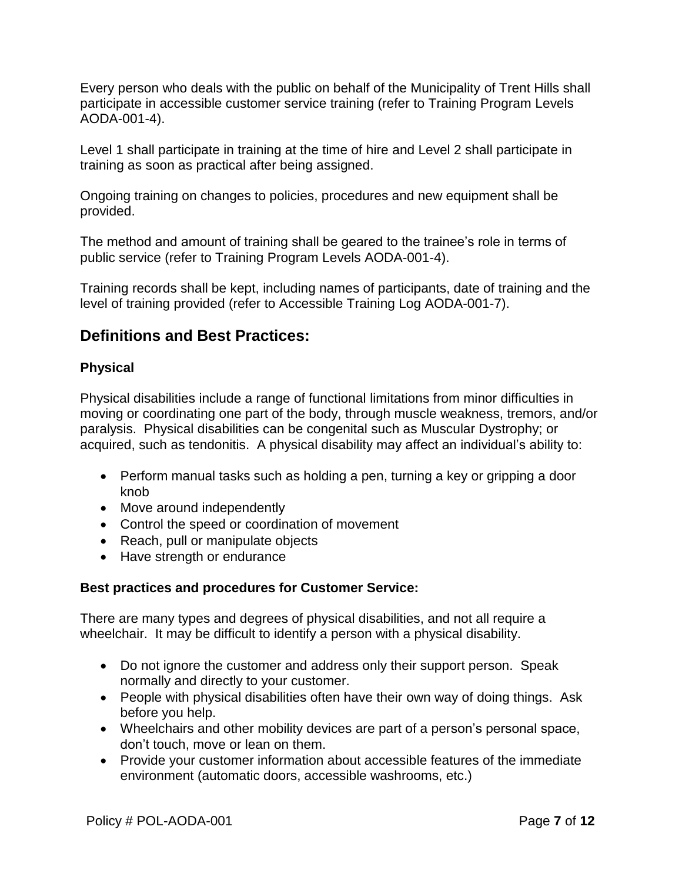Every person who deals with the public on behalf of the Municipality of Trent Hills shall participate in accessible customer service training (refer to Training Program Levels AODA-001-4).

Level 1 shall participate in training at the time of hire and Level 2 shall participate in training as soon as practical after being assigned.

Ongoing training on changes to policies, procedures and new equipment shall be provided.

The method and amount of training shall be geared to the trainee's role in terms of public service (refer to Training Program Levels AODA-001-4).

Training records shall be kept, including names of participants, date of training and the level of training provided (refer to Accessible Training Log AODA-001-7).

## Definitions and Best Practices:

### Physical

Physical disabilities include a range of functional limitations from minor difficulties in moving or coordinating one part of the body, through muscle weakness, tremors, and/or paralysis. Physical disabilities can be congenital such as Muscular Dystrophy; or acquired, such as tendonitis. A physical disability may affect an individual's ability to:

- Perform manual tasks such as holding a pen, turning a key or gripping a door knob
- Move around independently
- Control the speed or coordination of movement
- Reach, pull or manipulate objects
- Have strength or endurance

### Best practices and procedures for Customer Service:

There are many types and degrees of physical disabilities, and not all require a wheelchair. It may be difficult to identify a person with a physical disability.

- Do not ignore the customer and address only their support person. Speak normally and directly to your customer.
- People with physical disabilities often have their own way of doing things. Ask before you help.
- Wheelchairs and other mobility devices are part of a person's personal space, don't touch, move or lean on them.
- Provide your customer information about accessible features of the immediate environment (automatic doors, accessible washrooms, etc.)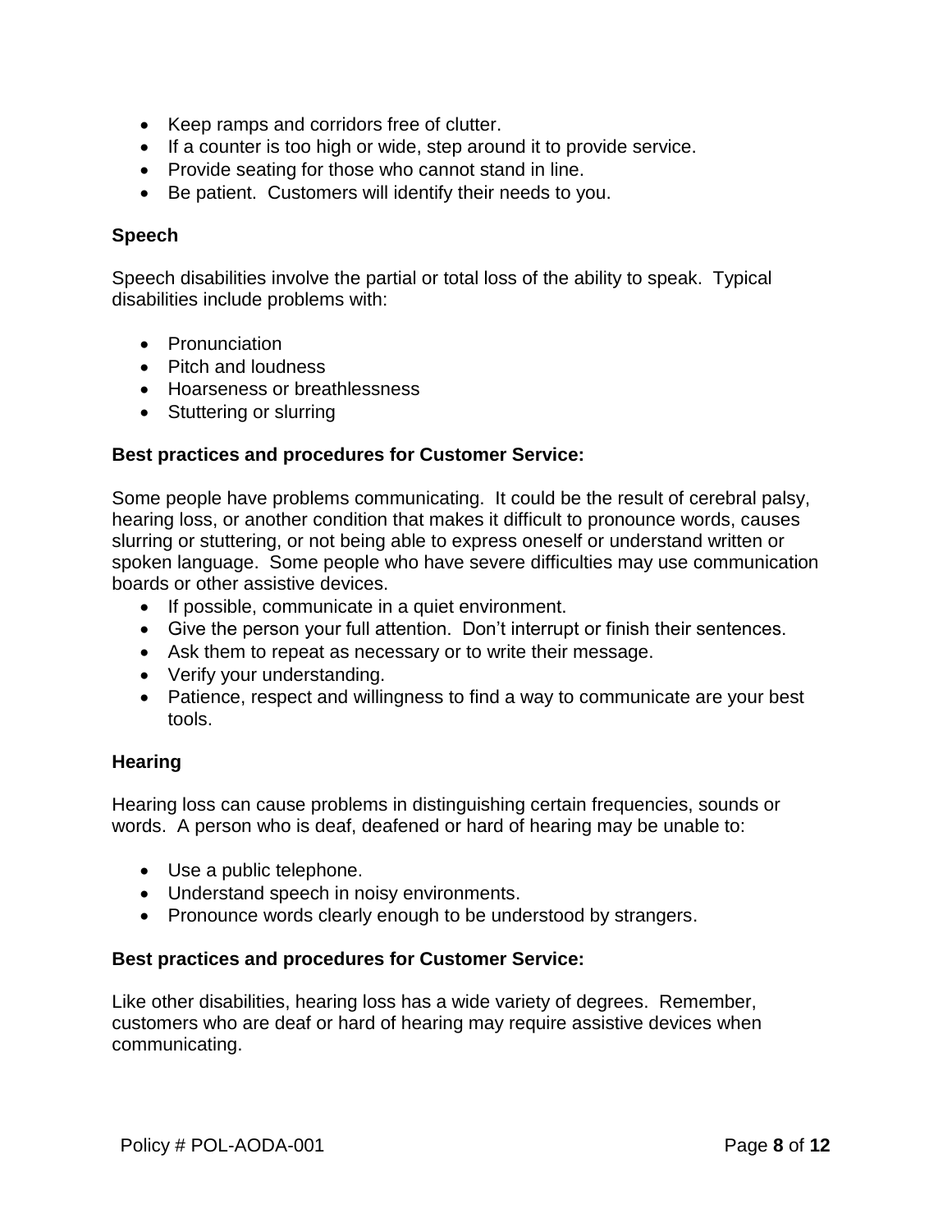- Keep ramps and corridors free of clutter.
- If a counter is too high or wide, step around it to provide service.
- Provide seating for those who cannot stand in line.
- Be patient.  Customers will identify their needs to you.

**Speech**

Speech disabilities involve the partial or total loss of the ability to speak.  Typical disabilities include problems with:

- Pronunciation
- Pitch and loudness
- Hoarseness or breathlessness
- Stuttering or slurring

**Best practices and procedures for Customer Service:**

Some people have problems communicating.  It could be the result of cerebral palsy, hearing loss, or another condition that makes it difficult to pronounce words, causes slurring or stuttering, or not being able to express oneself or understand written or spoken language.  Some people who have severe difficulties may use communication boards or other assistive devices.

- If possible, communicate in a quiet environment.
- Give the person your full attention.  Don't interrupt or finish their sentences.
- Ask them to repeat as necessary or to write their message.
- Verify your understanding.
- Patience, respect and willingness to find a way to communicate are your best tools.

**Hearing**

Hearing loss can cause problems in distinguishing certain frequencies, sounds or words.  A person who is deaf, deafened or hard of hearing may be unable to:

- Use a public telephone.
- Understand speech in noisy environments.
- Pronounce words clearly enough to be understood by strangers.

**Best practices and procedures for Customer Service:**

Like other disabilities, hearing loss has a wide variety of degrees.  Remember, customers who are deaf or hard of hearing may require assistive devices when communicating.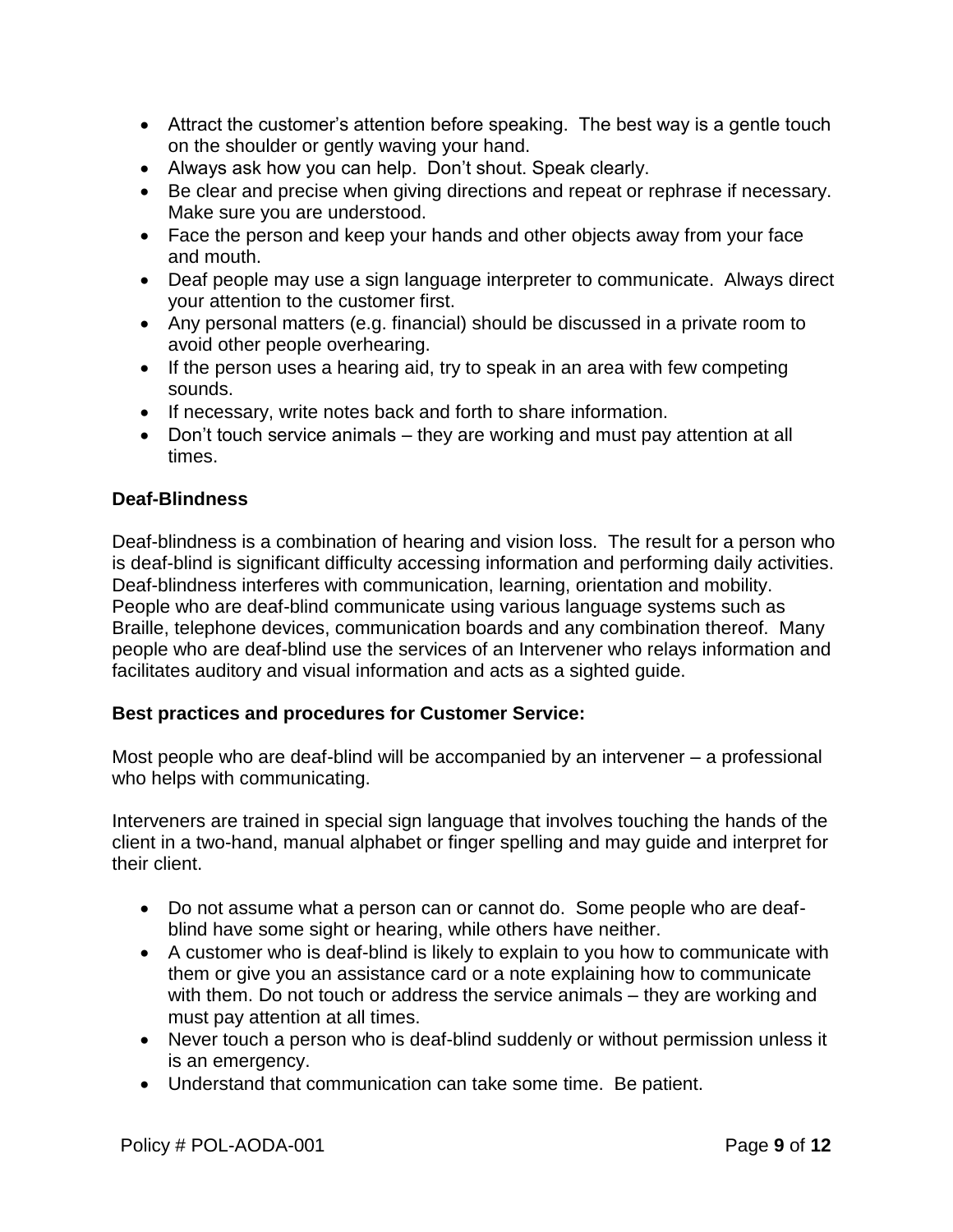- Attract the customer's attention before speaking. The best way is a gentle touch on the shoulder or gently waving your hand.
- Always ask how you can help. Don't shout. Speak clearly.
- Be clear and precise when giving directions and repeat or rephrase if necessary. Make sure you are understood.
- Face the person and keep your hands and other objects away from your face and mouth.
- Deaf people may use a sign language interpreter to communicate. Always direct your attention to the customer first.
- Any personal matters (e.g. financial) should be discussed in a private room to avoid other people overhearing.
- If the person uses a hearing aid, try to speak in an area with few competing sounds.
- If necessary, write notes back and forth to share information.
- Don't touch service animals – they are working and must pay attention at all times.

**Deaf-Blindness**

Deaf-blindness is a combination of hearing and vision loss. The result for a person who is deaf-blind is significant difficulty accessing information and performing daily activities. Deaf-blindness interferes with communication, learning, orientation and mobility. People who are deaf-blind communicate using various language systems such as Braille, telephone devices, communication boards and any combination thereof. Many people who are deaf-blind use the services of an Intervener who relays information and facilitates auditory and visual information and acts as a sighted guide.

**Best practices and procedures for Customer Service:**

Most people who are deaf-blind will be accompanied by an intervener – a professional who helps with communicating.

Interveners are trained in special sign language that involves touching the hands of the client in a two-hand, manual alphabet or finger spelling and may guide and interpret for their client.

- Do not assume what a person can or cannot do. Some people who are deaf-blind have some sight or hearing, while others have neither.
- A customer who is deaf-blind is likely to explain to you how to communicate with them or give you an assistance card or a note explaining how to communicate with them. Do not touch or address the service animals – they are working and must pay attention at all times.
- Never touch a person who is deaf-blind suddenly or without permission unless it is an emergency.
- Understand that communication can take some time. Be patient.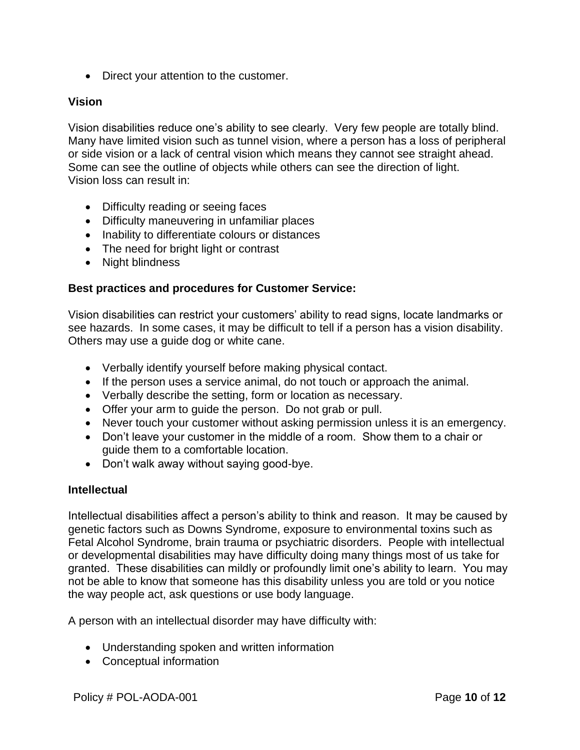- Direct your attention to the customer.

**Vision**

Vision disabilities reduce one's ability to see clearly. Very few people are totally blind. Many have limited vision such as tunnel vision, where a person has a loss of peripheral or side vision or a lack of central vision which means they cannot see straight ahead. Some can see the outline of objects while others can see the direction of light.
Vision loss can result in:

- Difficulty reading or seeing faces
- Difficulty maneuvering in unfamiliar places
- Inability to differentiate colours or distances
- The need for bright light or contrast
- Night blindness

**Best practices and procedures for Customer Service:**

Vision disabilities can restrict your customers' ability to read signs, locate landmarks or see hazards. In some cases, it may be difficult to tell if a person has a vision disability. Others may use a guide dog or white cane.

- Verbally identify yourself before making physical contact.
- If the person uses a service animal, do not touch or approach the animal.
- Verbally describe the setting, form or location as necessary.
- Offer your arm to guide the person. Do not grab or pull.
- Never touch your customer without asking permission unless it is an emergency.
- Don't leave your customer in the middle of a room. Show them to a chair or guide them to a comfortable location.
- Don't walk away without saying good-bye.

**Intellectual**

Intellectual disabilities affect a person's ability to think and reason. It may be caused by genetic factors such as Downs Syndrome, exposure to environmental toxins such as Fetal Alcohol Syndrome, brain trauma or psychiatric disorders. People with intellectual or developmental disabilities may have difficulty doing many things most of us take for granted. These disabilities can mildly or profoundly limit one's ability to learn. You may not be able to know that someone has this disability unless you are told or you notice the way people act, ask questions or use body language.

A person with an intellectual disorder may have difficulty with:

- Understanding spoken and written information
- Conceptual information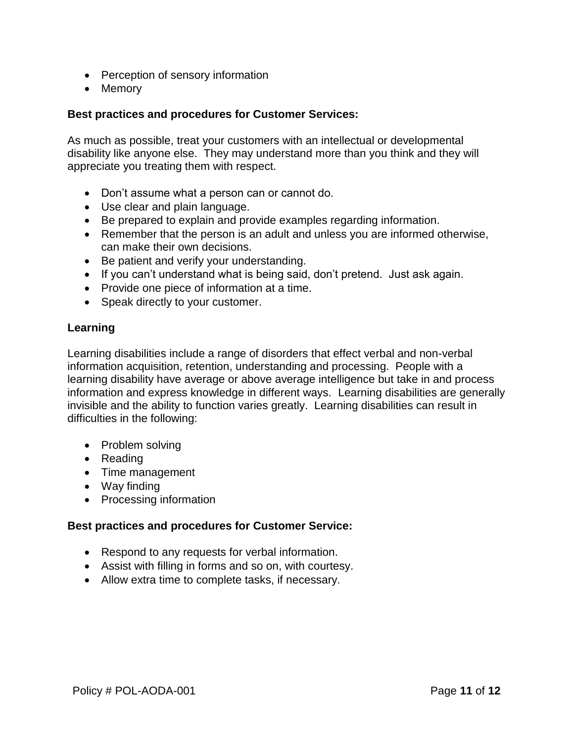- Perception of sensory information
- Memory

**Best practices and procedures for Customer Services:**

As much as possible, treat your customers with an intellectual or developmental disability like anyone else. They may understand more than you think and they will appreciate you treating them with respect.

- Don't assume what a person can or cannot do.
- Use clear and plain language.
- Be prepared to explain and provide examples regarding information.
- Remember that the person is an adult and unless you are informed otherwise, can make their own decisions.
- Be patient and verify your understanding.
- If you can't understand what is being said, don't pretend. Just ask again.
- Provide one piece of information at a time.
- Speak directly to your customer.

**Learning**

Learning disabilities include a range of disorders that effect verbal and non-verbal information acquisition, retention, understanding and processing. People with a learning disability have average or above average intelligence but take in and process information and express knowledge in different ways. Learning disabilities are generally invisible and the ability to function varies greatly. Learning disabilities can result in difficulties in the following:

- Problem solving
- Reading
- Time management
- Way finding
- Processing information

**Best practices and procedures for Customer Service:**

- Respond to any requests for verbal information.
- Assist with filling in forms and so on, with courtesy.
- Allow extra time to complete tasks, if necessary.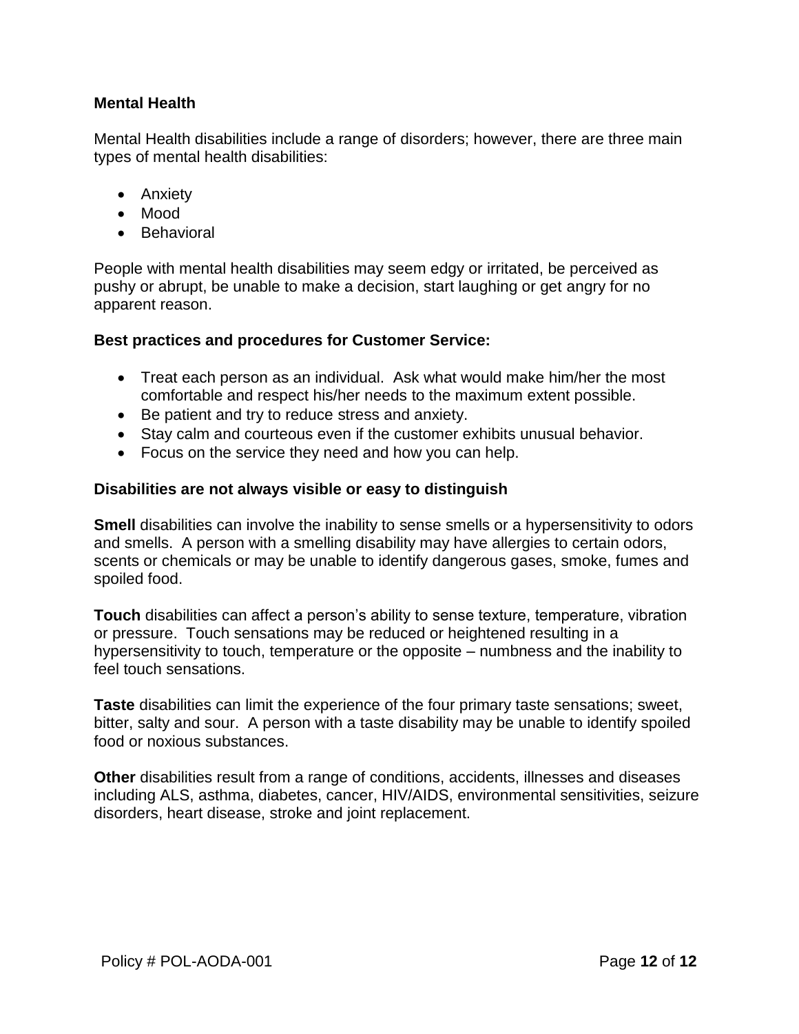**Mental Health**

Mental Health disabilities include a range of disorders; however, there are three main types of mental health disabilities:

- Anxiety
- Mood
- Behavioral

People with mental health disabilities may seem edgy or irritated, be perceived as pushy or abrupt, be unable to make a decision, start laughing or get angry for no apparent reason.

**Best practices and procedures for Customer Service:**

- Treat each person as an individual. Ask what would make him/her the most comfortable and respect his/her needs to the maximum extent possible.
- Be patient and try to reduce stress and anxiety.
- Stay calm and courteous even if the customer exhibits unusual behavior.
- Focus on the service they need and how you can help.

**Disabilities are not always visible or easy to distinguish**

**Smell** disabilities can involve the inability to sense smells or a hypersensitivity to odors and smells. A person with a smelling disability may have allergies to certain odors, scents or chemicals or may be unable to identify dangerous gases, smoke, fumes and spoiled food.

**Touch** disabilities can affect a person's ability to sense texture, temperature, vibration or pressure. Touch sensations may be reduced or heightened resulting in a hypersensitivity to touch, temperature or the opposite – numbness and the inability to feel touch sensations.

**Taste** disabilities can limit the experience of the four primary taste sensations; sweet, bitter, salty and sour. A person with a taste disability may be unable to identify spoiled food or noxious substances.

**Other** disabilities result from a range of conditions, accidents, illnesses and diseases including ALS, asthma, diabetes, cancer, HIV/AIDS, environmental sensitivities, seizure disorders, heart disease, stroke and joint replacement.

Policy # POL-AODA-001